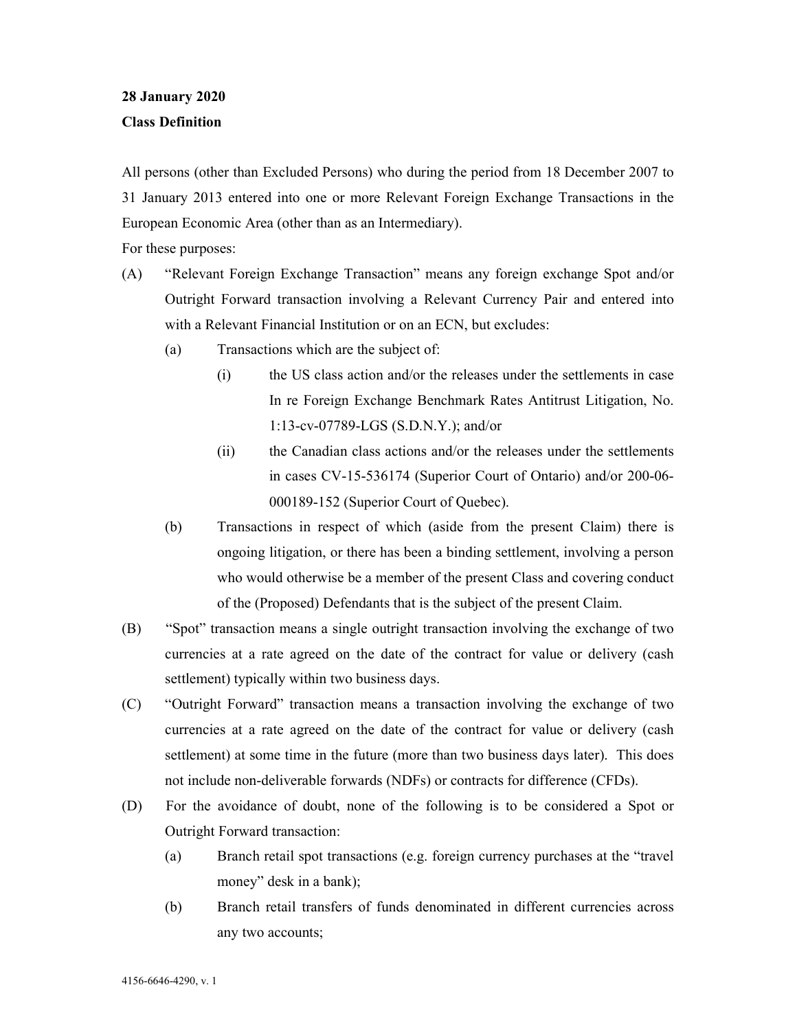**28 January 2020**

**Class Definition**

All persons (other than Excluded Persons) who during the period from 18 December 2007 to 31 January 2013 entered into one or more Relevant Foreign Exchange Transactions in the European Economic Area (other than as an Intermediary).

For these purposes:

(A) "Relevant Foreign Exchange Transaction" means any foreign exchange Spot and/or Outright Forward transaction involving a Relevant Currency Pair and entered into with a Relevant Financial Institution or on an ECN, but excludes:

   (a) Transactions which are the subject of:

      (i) the US class action and/or the releases under the settlements in case In re Foreign Exchange Benchmark Rates Antitrust Litigation, No. 1:13-cv-07789-LGS (S.D.N.Y.); and/or

      (ii) the Canadian class actions and/or the releases under the settlements in cases CV-15-536174 (Superior Court of Ontario) and/or 200-06-000189-152 (Superior Court of Quebec).

   (b) Transactions in respect of which (aside from the present Claim) there is ongoing litigation, or there has been a binding settlement, involving a person who would otherwise be a member of the present Class and covering conduct of the (Proposed) Defendants that is the subject of the present Claim.

(B) "Spot" transaction means a single outright transaction involving the exchange of two currencies at a rate agreed on the date of the contract for value or delivery (cash settlement) typically within two business days.

(C) "Outright Forward" transaction means a transaction involving the exchange of two currencies at a rate agreed on the date of the contract for value or delivery (cash settlement) at some time in the future (more than two business days later). This does not include non-deliverable forwards (NDFs) or contracts for difference (CFDs).

(D) For the avoidance of doubt, none of the following is to be considered a Spot or Outright Forward transaction:

   (a) Branch retail spot transactions (e.g. foreign currency purchases at the "travel money" desk in a bank);

   (b) Branch retail transfers of funds denominated in different currencies across any two accounts;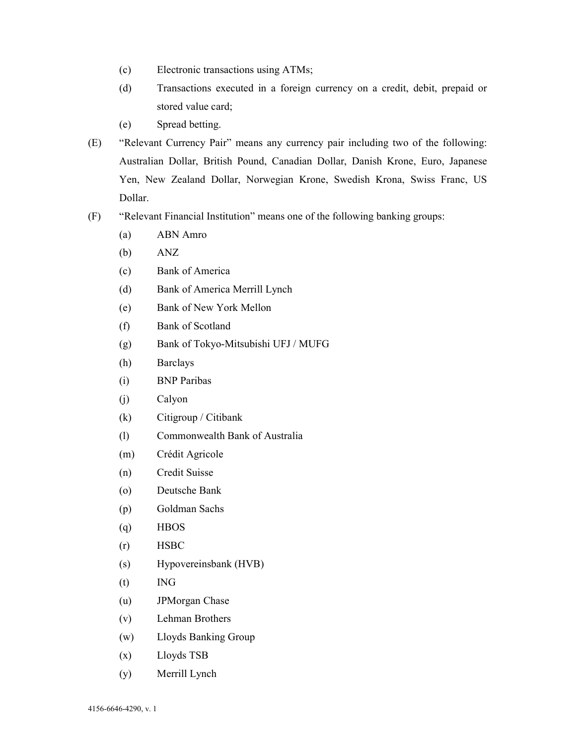(c) Electronic transactions using ATMs;

(d) Transactions executed in a foreign currency on a credit, debit, prepaid or stored value card;

(e) Spread betting.

(E) "Relevant Currency Pair" means any currency pair including two of the following: Australian Dollar, British Pound, Canadian Dollar, Danish Krone, Euro, Japanese Yen, New Zealand Dollar, Norwegian Krone, Swedish Krona, Swiss Franc, US Dollar.

(F) "Relevant Financial Institution" means one of the following banking groups:

(a) ABN Amro

(b) ANZ

(c) Bank of America

(d) Bank of America Merrill Lynch

(e) Bank of New York Mellon

(f) Bank of Scotland

(g) Bank of Tokyo-Mitsubishi UFJ / MUFG

(h) Barclays

(i) BNP Paribas

(j) Calyon

(k) Citigroup / Citibank

(l) Commonwealth Bank of Australia

(m) Crédit Agricole

(n) Credit Suisse

(o) Deutsche Bank

(p) Goldman Sachs

(q) HBOS

(r) HSBC

(s) Hypovereinsbank (HVB)

(t) ING

(u) JPMorgan Chase

(v) Lehman Brothers

(w) Lloyds Banking Group

(x) Lloyds TSB

(y) Merrill Lynch

4156-6646-4290, v. 1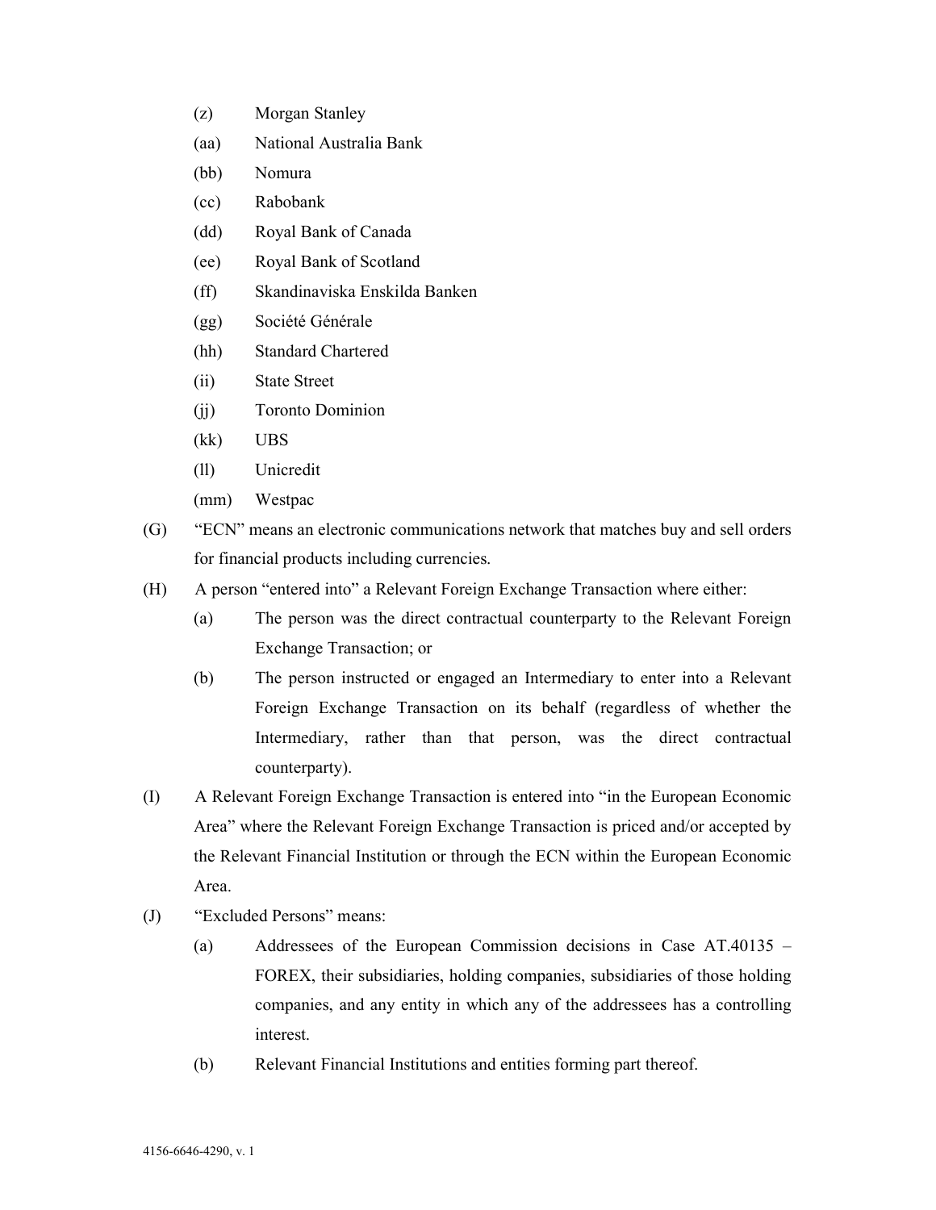(z) Morgan Stanley

(aa) National Australia Bank

(bb) Nomura

(cc) Rabobank

(dd) Royal Bank of Canada

(ee) Royal Bank of Scotland

(ff) Skandinaviska Enskilda Banken

(gg) Société Générale

(hh) Standard Chartered

(ii) State Street

(jj) Toronto Dominion

(kk) UBS

(ll) Unicredit

(mm) Westpac

(G) "ECN" means an electronic communications network that matches buy and sell orders for financial products including currencies.

(H) A person "entered into" a Relevant Foreign Exchange Transaction where either:

(a) The person was the direct contractual counterparty to the Relevant Foreign Exchange Transaction; or

(b) The person instructed or engaged an Intermediary to enter into a Relevant Foreign Exchange Transaction on its behalf (regardless of whether the Intermediary, rather than that person, was the direct contractual counterparty).

(I) A Relevant Foreign Exchange Transaction is entered into "in the European Economic Area" where the Relevant Foreign Exchange Transaction is priced and/or accepted by the Relevant Financial Institution or through the ECN within the European Economic Area.

(J) "Excluded Persons" means:

(a) Addressees of the European Commission decisions in Case AT.40135 – FOREX, their subsidiaries, holding companies, subsidiaries of those holding companies, and any entity in which any of the addressees has a controlling interest.

(b) Relevant Financial Institutions and entities forming part thereof.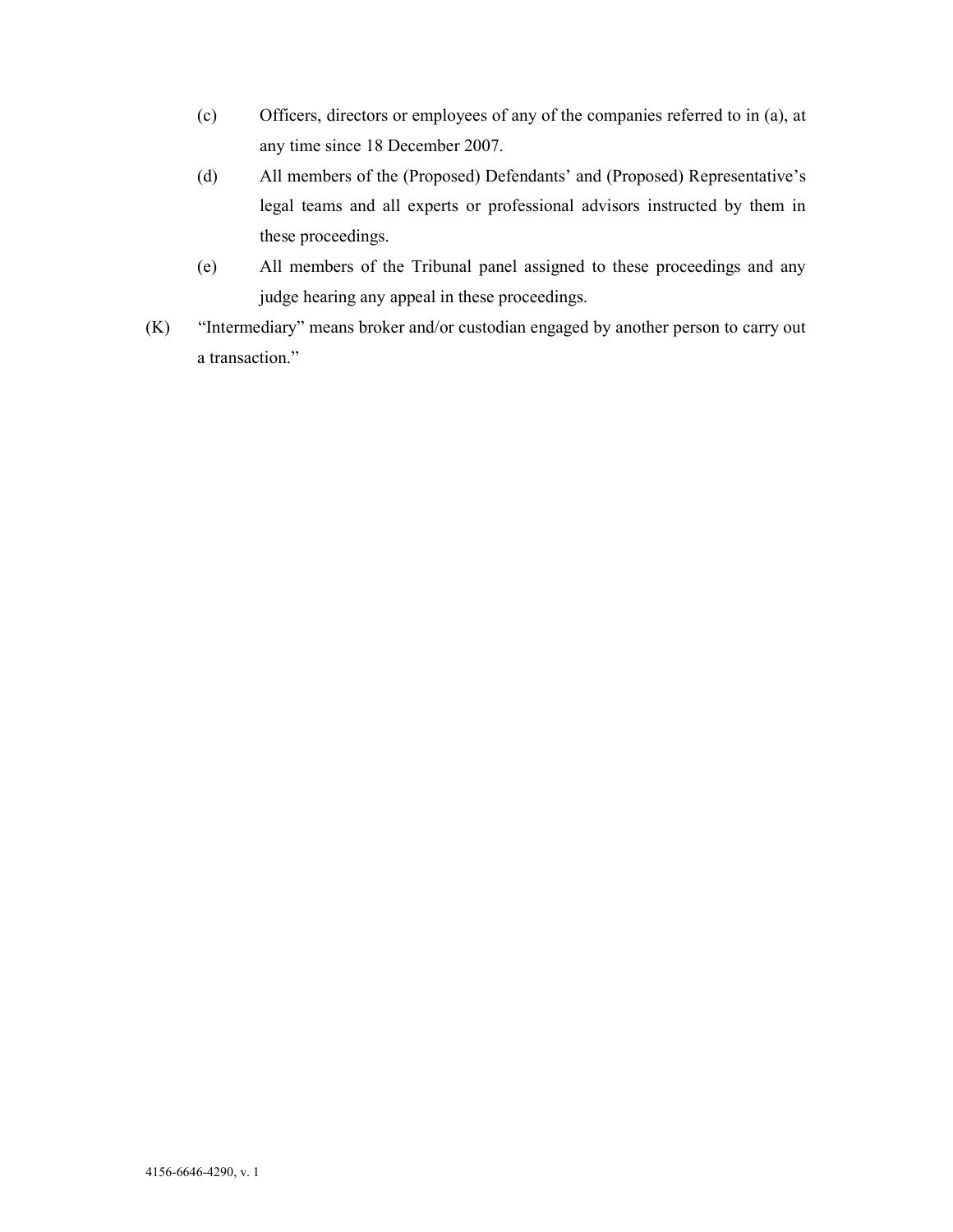(c) Officers, directors or employees of any of the companies referred to in (a), at any time since 18 December 2007.

(d) All members of the (Proposed) Defendants' and (Proposed) Representative's legal teams and all experts or professional advisors instructed by them in these proceedings.

(e) All members of the Tribunal panel assigned to these proceedings and any judge hearing any appeal in these proceedings.

(K) "Intermediary" means broker and/or custodian engaged by another person to carry out a transaction."